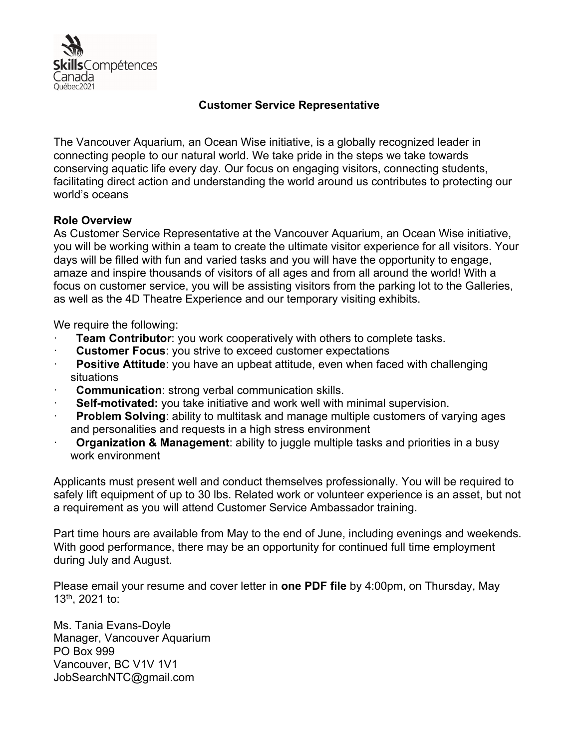Skills Compétences Canada
Québec2021

# Customer Service Representative

The Vancouver Aquarium, an Ocean Wise initiative, is a globally recognized leader in connecting people to our natural world. We take pride in the steps we take towards conserving aquatic life every day. Our focus on engaging visitors, connecting students, facilitating direct action and understanding the world around us contributes to protecting our world's oceans

**Role Overview**
As Customer Service Representative at the Vancouver Aquarium, an Ocean Wise initiative, you will be working within a team to create the ultimate visitor experience for all visitors. Your days will be filled with fun and varied tasks and you will have the opportunity to engage, amaze and inspire thousands of visitors of all ages and from all around the world! With a focus on customer service, you will be assisting visitors from the parking lot to the Galleries, as well as the 4D Theatre Experience and our temporary visiting exhibits.

We require the following:

- **Team Contributor**: you work cooperatively with others to complete tasks.
- **Customer Focus**: you strive to exceed customer expectations
- **Positive Attitude**: you have an upbeat attitude, even when faced with challenging situations
- **Communication**: strong verbal communication skills.
- **Self-motivated:** you take initiative and work well with minimal supervision.
- **Problem Solving**: ability to multitask and manage multiple customers of varying ages and personalities and requests in a high stress environment
- **Organization & Management**: ability to juggle multiple tasks and priorities in a busy work environment

Applicants must present well and conduct themselves professionally. You will be required to safely lift equipment of up to 30 lbs. Related work or volunteer experience is an asset, but not a requirement as you will attend Customer Service Ambassador training.

Part time hours are available from May to the end of June, including evenings and weekends. With good performance, there may be an opportunity for continued full time employment during July and August.

Please email your resume and cover letter in **one PDF file** by 4:00pm, on Thursday, May 13th, 2021 to:

Ms. Tania Evans-Doyle
Manager, Vancouver Aquarium
PO Box 999
Vancouver, BC V1V 1V1
JobSearchNTC@gmail.com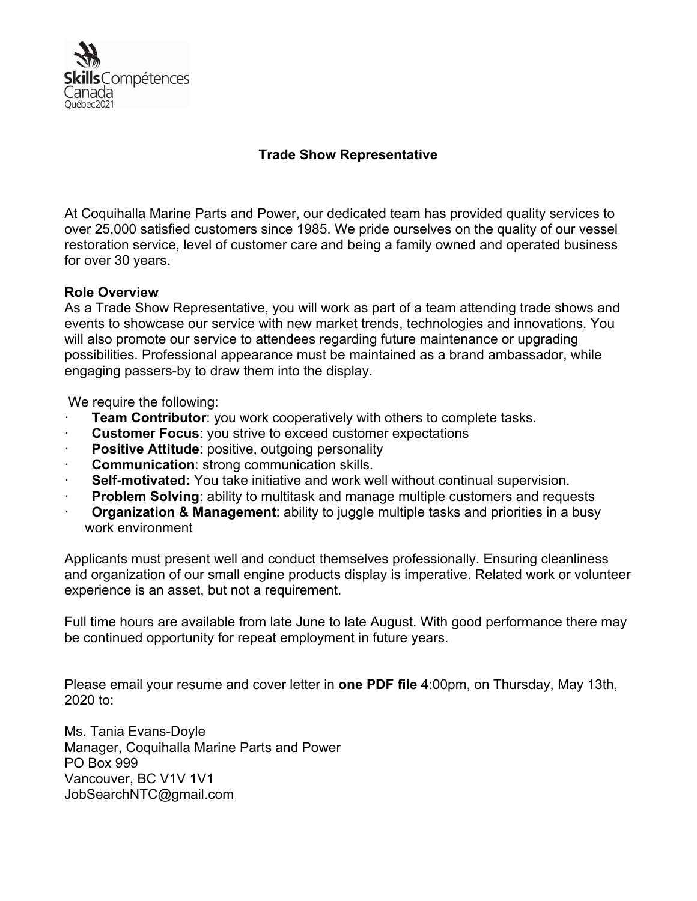Skills Compétences Canada
Québec2021

# Trade Show Representative

At Coquihalla Marine Parts and Power, our dedicated team has provided quality services to over 25,000 satisfied customers since 1985. We pride ourselves on the quality of our vessel restoration service, level of customer care and being a family owned and operated business for over 30 years.

**Role Overview**

As a Trade Show Representative, you will work as part of a team attending trade shows and events to showcase our service with new market trends, technologies and innovations. You will also promote our service to attendees regarding future maintenance or upgrading possibilities. Professional appearance must be maintained as a brand ambassador, while engaging passers-by to draw them into the display.

We require the following:

- **Team Contributor**: you work cooperatively with others to complete tasks.
- **Customer Focus**: you strive to exceed customer expectations
- **Positive Attitude**: positive, outgoing personality
- **Communication**: strong communication skills.
- **Self-motivated:** You take initiative and work well without continual supervision.
- **Problem Solving**: ability to multitask and manage multiple customers and requests
- **Organization & Management**: ability to juggle multiple tasks and priorities in a busy work environment

Applicants must present well and conduct themselves professionally. Ensuring cleanliness and organization of our small engine products display is imperative. Related work or volunteer experience is an asset, but not a requirement.

Full time hours are available from late June to late August. With good performance there may be continued opportunity for repeat employment in future years.

Please email your resume and cover letter in **one PDF file** 4:00pm, on Thursday, May 13th, 2020 to:

Ms. Tania Evans-Doyle
Manager, Coquihalla Marine Parts and Power
PO Box 999
Vancouver, BC V1V 1V1
JobSearchNTC@gmail.com